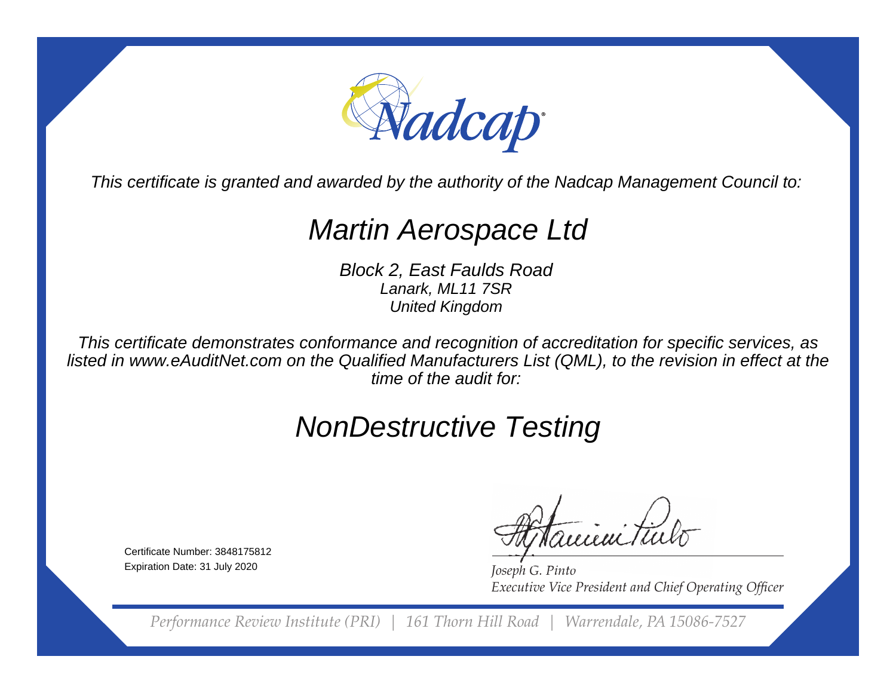Nadcap

*This certificate is granted and awarded by the authority of the Nadcap Management Council to:*

# *Martin Aerospace Ltd*

*Block 2, East Faulds Road*
*Lanark, ML11 7SR*
*United Kingdom*

*This certificate demonstrates conformance and recognition of accreditation for specific services, as listed in www.eAuditNet.com on the Qualified Manufacturers List (QML), to the revision in effect at the time of the audit for:*

# *NonDestructive Testing*

Certificate Number: 3848175812
Expiration Date: 31 July 2020

*Joseph G. Pinto*
*Executive Vice President and Chief Operating Officer*

*Performance Review Institute (PRI) | 161 Thorn Hill Road | Warrendale, PA 15086-7527*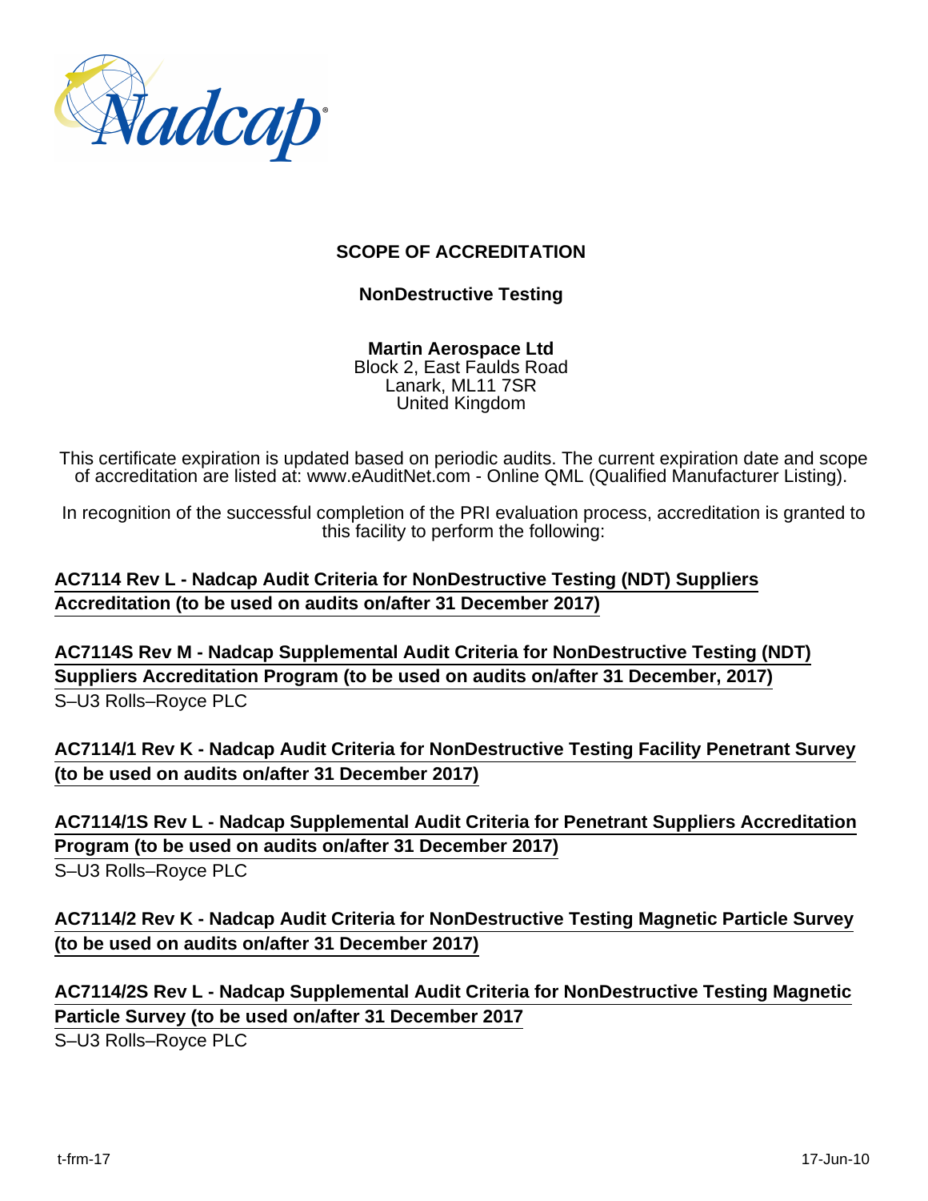## SCOPE OF ACCREDITATION

### NonDestructive Testing

**Martin Aerospace Ltd**
Block 2, East Faulds Road
Lanark, ML11 7SR
United Kingdom

This certificate expiration is updated based on periodic audits. The current expiration date and scope of accreditation are listed at: www.eAuditNet.com - Online QML (Qualified Manufacturer Listing).

In recognition of the successful completion of the PRI evaluation process, accreditation is granted to this facility to perform the following:

**AC7114 Rev L - Nadcap Audit Criteria for NonDestructive Testing (NDT) Suppliers Accreditation (to be used on audits on/after 31 December 2017)**

**AC7114S Rev M - Nadcap Supplemental Audit Criteria for NonDestructive Testing (NDT) Suppliers Accreditation Program (to be used on audits on/after 31 December, 2017)**
S–U3 Rolls–Royce PLC

**AC7114/1 Rev K - Nadcap Audit Criteria for NonDestructive Testing Facility Penetrant Survey (to be used on audits on/after 31 December 2017)**

**AC7114/1S Rev L - Nadcap Supplemental Audit Criteria for Penetrant Suppliers Accreditation Program (to be used on audits on/after 31 December 2017)**
S–U3 Rolls–Royce PLC

**AC7114/2 Rev K - Nadcap Audit Criteria for NonDestructive Testing Magnetic Particle Survey (to be used on audits on/after 31 December 2017)**

**AC7114/2S Rev L - Nadcap Supplemental Audit Criteria for NonDestructive Testing Magnetic Particle Survey (to be used on/after 31 December 2017**
S–U3 Rolls–Royce PLC

t-frm-17 17-Jun-10